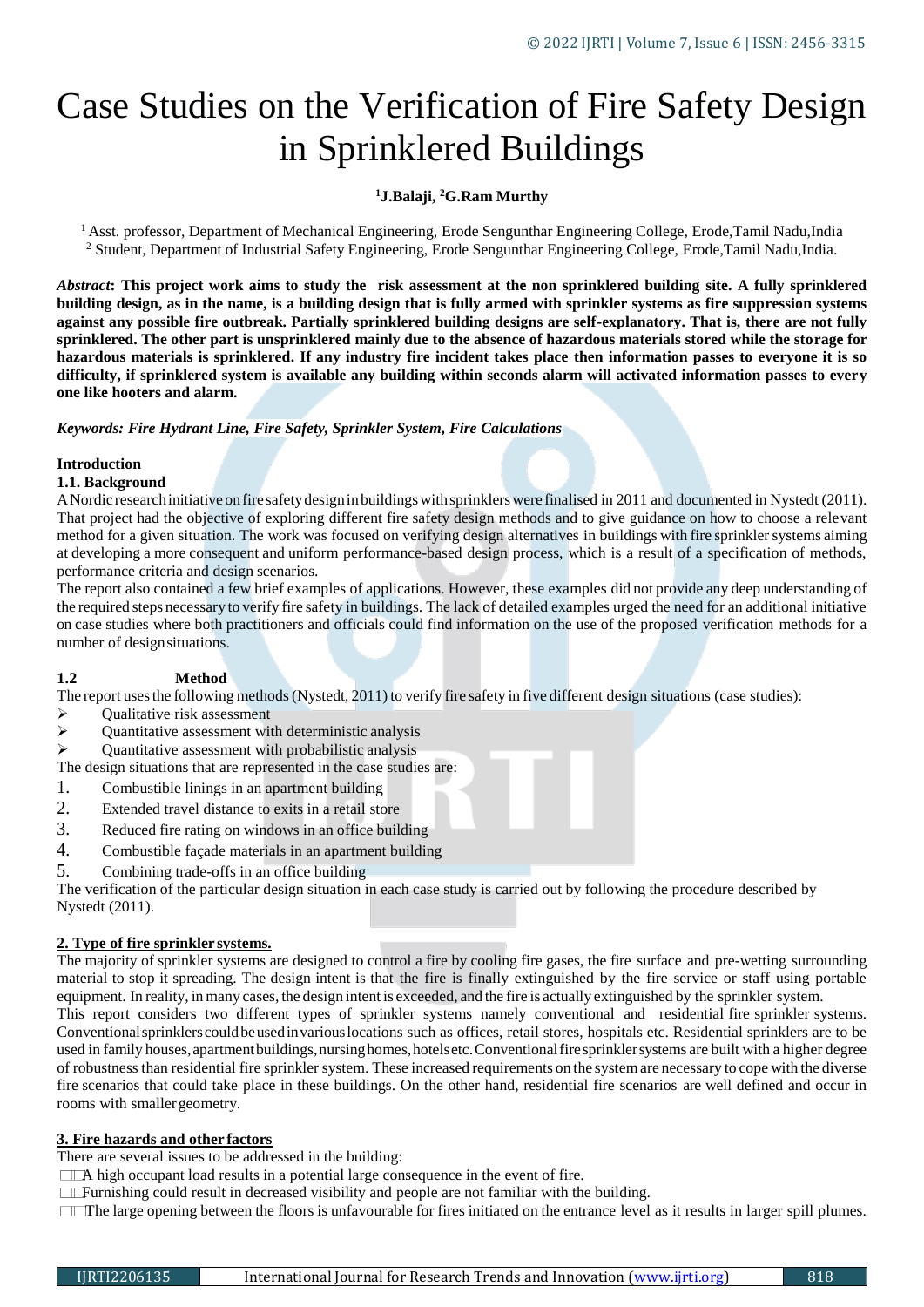# Case Studies on the Verification of Fire Safety Design in Sprinklered Buildings

**[1]J.Balaji, [2]G.Ram Murthy**

[1] Asst. professor, Department of Mechanical Engineering, Erode Sengunthar Engineering College, Erode,Tamil Nadu,India
[2] Student, Department of Industrial Safety Engineering, Erode Sengunthar Engineering College, Erode,Tamil Nadu,India.

***Abstract*: This project work aims to study the risk assessment at the non sprinklered building site. A fully sprinklered building design, as in the name, is a building design that is fully armed with sprinkler systems as fire suppression systems against any possible fire outbreak. Partially sprinklered building designs are self-explanatory. That is, there are not fully sprinklered. The other part is unsprinklered mainly due to the absence of hazardous materials stored while the storage for hazardous materials is sprinklered. If any industry fire incident takes place then information passes to everyone it is so difficulty, if sprinklered system is available any building within seconds alarm will activated information passes to every one like hooters and alarm.**

***Keywords: Fire Hydrant Line, Fire Safety, Sprinkler System, Fire Calculations***

## Introduction

### 1.1. Background

A Nordic research initiative on fire safety design in buildings with sprinklers were finalised in 2011 and documented in Nystedt (2011). That project had the objective of exploring different fire safety design methods and to give guidance on how to choose a relevant method for a given situation. The work was focused on verifying design alternatives in buildings with fire sprinkler systems aiming at developing a more consequent and uniform performance-based design process, which is a result of a specification of methods, performance criteria and design scenarios.

The report also contained a few brief examples of applications. However, these examples did not provide any deep understanding of the required steps necessary to verify fire safety in buildings. The lack of detailed examples urged the need for an additional initiative on case studies where both practitioners and officials could find information on the use of the proposed verification methods for a number of design situations.

### 1.2 Method

The report uses the following methods (Nystedt, 2011) to verify fire safety in five different design situations (case studies):

- Qualitative risk assessment
- Quantitative assessment with deterministic analysis
- Quantitative assessment with probabilistic analysis

The design situations that are represented in the case studies are:

1. Combustible linings in an apartment building
2. Extended travel distance to exits in a retail store
3. Reduced fire rating on windows in an office building
4. Combustible façade materials in an apartment building
5. Combining trade-offs in an office building

The verification of the particular design situation in each case study is carried out by following the procedure described by Nystedt (2011).

## 2. Type of fire sprinkler systems.

The majority of sprinkler systems are designed to control a fire by cooling fire gases, the fire surface and pre-wetting surrounding material to stop it spreading. The design intent is that the fire is finally extinguished by the fire service or staff using portable equipment. In reality, in many cases, the design intent is exceeded, and the fire is actually extinguished by the sprinkler system.

This report considers two different types of sprinkler systems namely conventional and residential fire sprinkler systems. Conventional sprinklers could be used in various locations such as offices, retail stores, hospitals etc. Residential sprinklers are to be used in family houses, apartment buildings, nursing homes, hotels etc. Conventional fire sprinkler systems are built with a higher degree of robustness than residential fire sprinkler system. These increased requirements on the system are necessary to cope with the diverse fire scenarios that could take place in these buildings. On the other hand, residential fire scenarios are well defined and occur in rooms with smaller geometry.

## 3. Fire hazards and other factors

There are several issues to be addressed in the building:

- A high occupant load results in a potential large consequence in the event of fire.
- Furnishing could result in decreased visibility and people are not familiar with the building.
- The large opening between the floors is unfavourable for fires initiated on the entrance level as it results in larger spill plumes.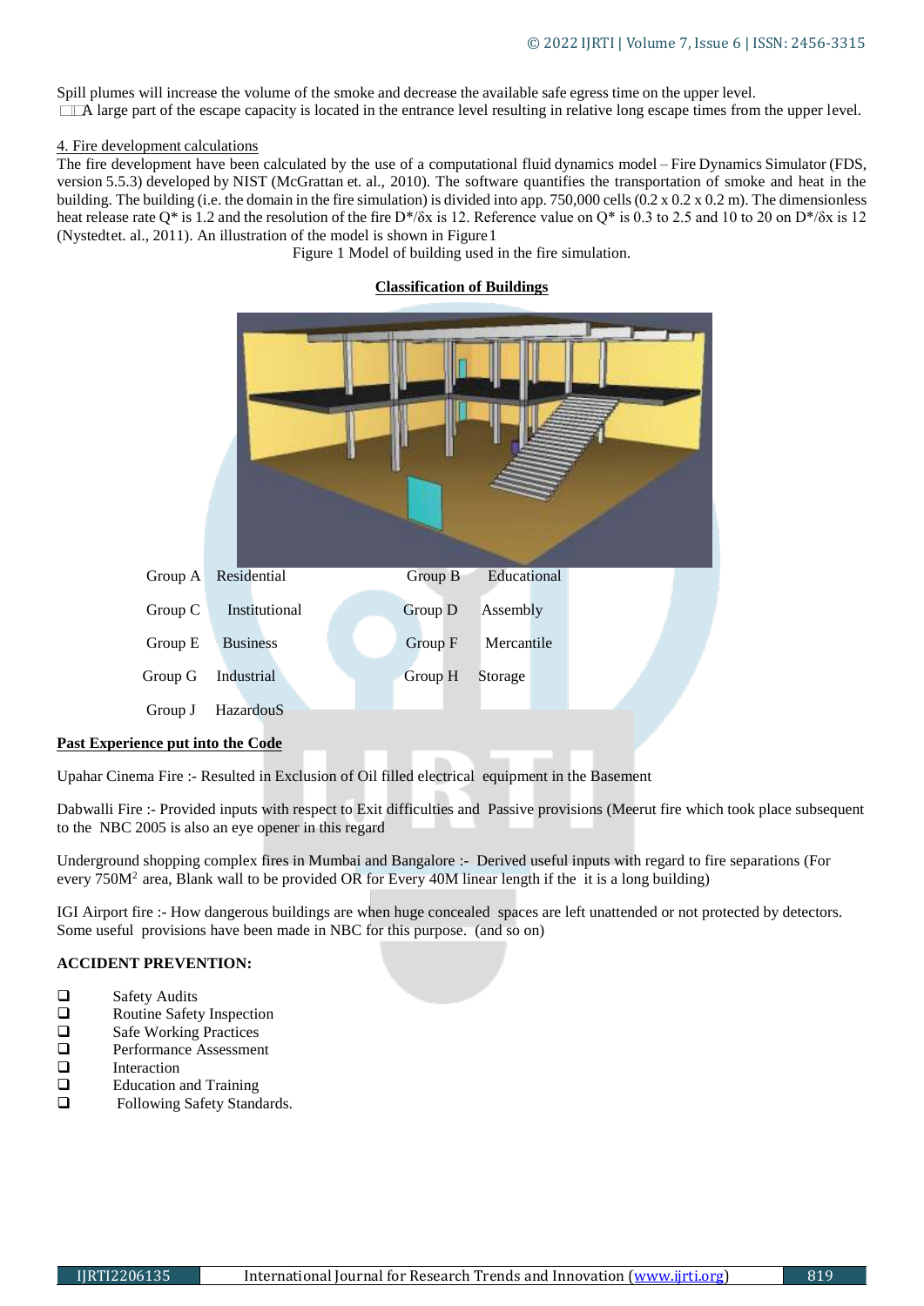Spill plumes will increase the volume of the smoke and decrease the available safe egress time on the upper level.

A large part of the escape capacity is located in the entrance level resulting in relative long escape times from the upper level.

4. Fire development calculations

The fire development have been calculated by the use of a computational fluid dynamics model – Fire Dynamics Simulator (FDS, version 5.5.3) developed by NIST (McGrattan et. al., 2010). The software quantifies the transportation of smoke and heat in the building. The building (i.e. the domain in the fire simulation) is divided into app. 750,000 cells (0.2 x 0.2 x 0.2 m). The dimensionless heat release rate $Q^*$ is 1.2 and the resolution of the fire $D^*/\delta x$ is 12. Reference value on $Q^*$ is 0.3 to 2.5 and 10 to 20 on $D^*/\delta x$ is 12 (Nystedtet. al., 2011). An illustration of the model is shown in Figure 1

Figure 1 Model of building used in the fire simulation.

**Classification of Buildings**

| | | | |
|---|---|---|---|
| Group A | Residential | Group B | Educational |
| Group C | Institutional | Group D | Assembly |
| Group E | Business | Group F | Mercantile |
| Group G | Industrial | Group H | Storage |
| Group J | HazardouS | | |

**Past Experience put into the Code**

Upahar Cinema Fire :- Resulted in Exclusion of Oil filled electrical equipment in the Basement

Dabwalli Fire :- Provided inputs with respect to Exit difficulties and Passive provisions (Meerut fire which took place subsequent to the NBC 2005 is also an eye opener in this regard

Underground shopping complex fires in Mumbai and Bangalore :- Derived useful inputs with regard to fire separations (For every $750M^2$ area, Blank wall to be provided OR for Every 40M linear length if the it is a long building)

IGI Airport fire :- How dangerous buildings are when huge concealed spaces are left unattended or not protected by detectors. Some useful provisions have been made in NBC for this purpose. (and so on)

**ACCIDENT PREVENTION:**

- Safety Audits
- Routine Safety Inspection
- Safe Working Practices
- Performance Assessment
- Interaction
- Education and Training
- Following Safety Standards.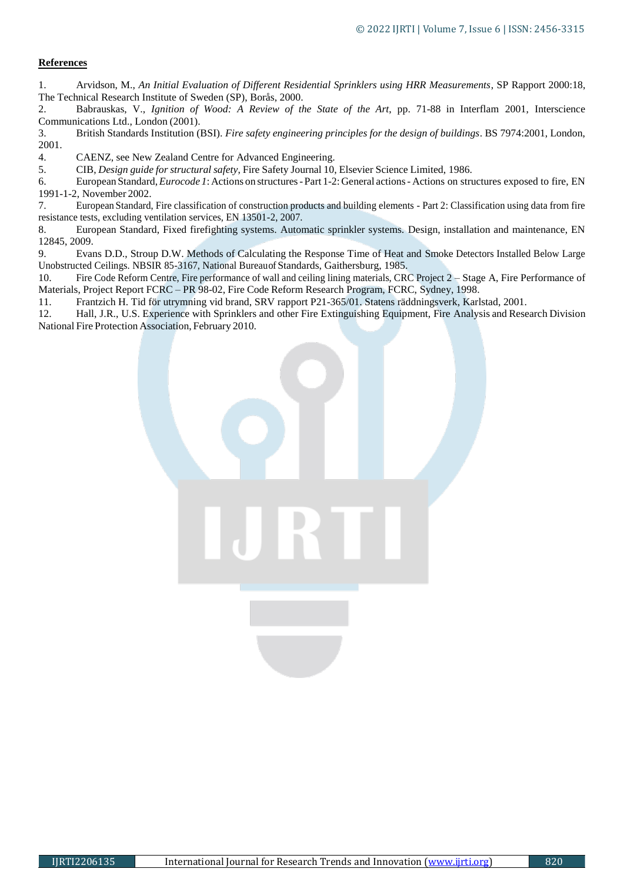**References**

1. Arvidson, M., *An Initial Evaluation of Different Residential Sprinklers using HRR Measurements*, SP Rapport 2000:18, The Technical Research Institute of Sweden (SP), Borås, 2000.
2. Babrauskas, V., *Ignition of Wood: A Review of the State of the Art*, pp. 71-88 in Interflam 2001, Interscience Communications Ltd., London (2001).
3. British Standards Institution (BSI). *Fire safety engineering principles for the design of buildings*. BS 7974:2001, London, 2001.
4. CAENZ, see New Zealand Centre for Advanced Engineering.
5. CIB, *Design guide for structural safety*, Fire Safety Journal 10, Elsevier Science Limited, 1986.
6. European Standard, *Eurocode 1*: Actions on structures - Part 1-2: General actions - Actions on structures exposed to fire, EN 1991-1-2, November 2002.
7. European Standard, Fire classification of construction products and building elements - Part 2: Classification using data from fire resistance tests, excluding ventilation services, EN 13501-2, 2007.
8. European Standard, Fixed firefighting systems. Automatic sprinkler systems. Design, installation and maintenance, EN 12845, 2009.
9. Evans D.D., Stroup D.W. Methods of Calculating the Response Time of Heat and Smoke Detectors Installed Below Large Unobstructed Ceilings. NBSIR 85-3167, National Bureauof Standards, Gaithersburg, 1985.
10. Fire Code Reform Centre, Fire performance of wall and ceiling lining materials, CRC Project 2 – Stage A, Fire Performance of Materials, Project Report FCRC – PR 98-02, Fire Code Reform Research Program, FCRC, Sydney, 1998.
11. Frantzich H. Tid för utrymning vid brand, SRV rapport P21-365/01. Statens räddningsverk, Karlstad, 2001.
12. Hall, J.R., U.S. Experience with Sprinklers and other Fire Extinguishing Equipment, Fire Analysis and Research Division National Fire Protection Association, February 2010.